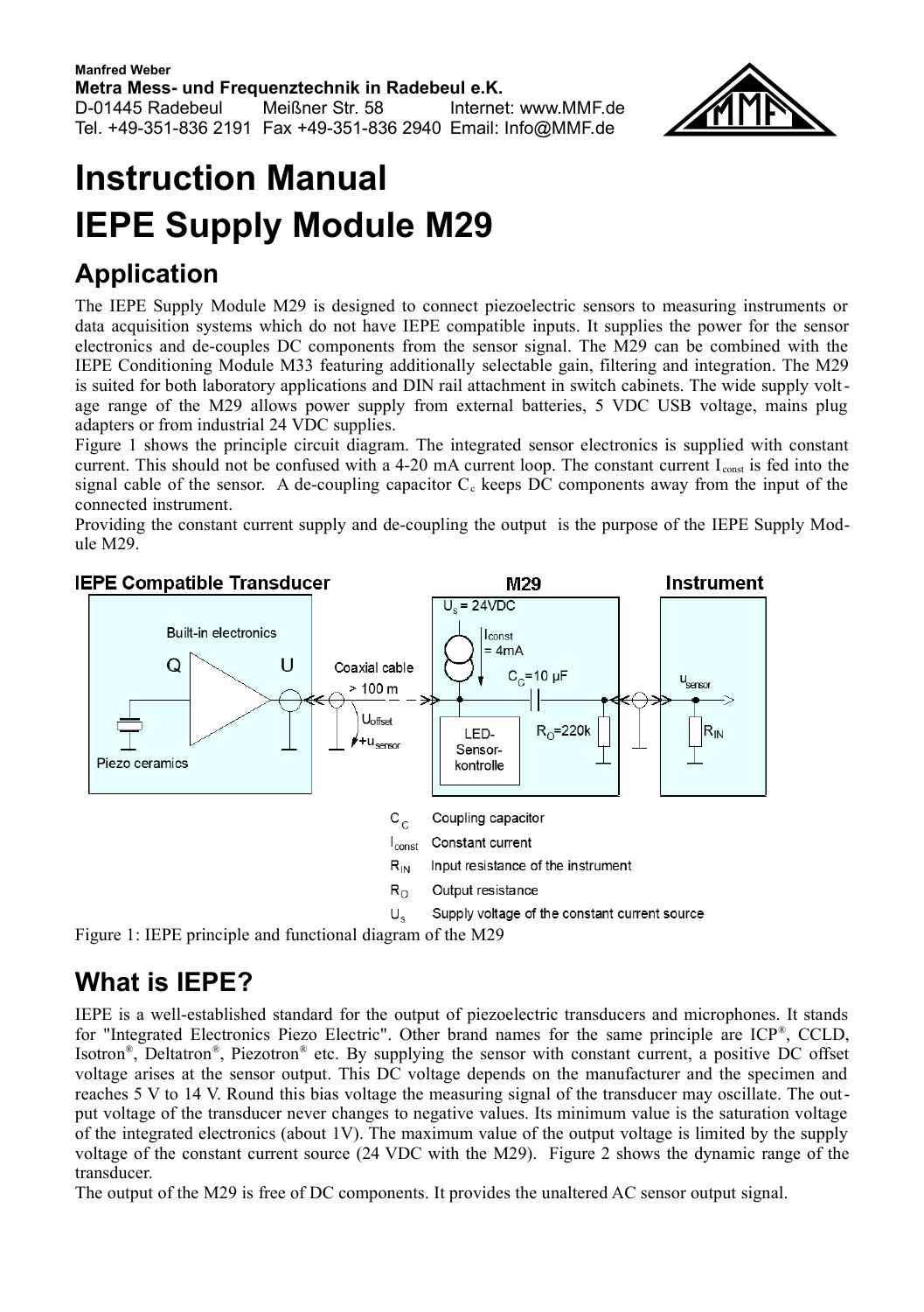Manfred Weber
**Metra Mess- und Frequenztechnik in Radebeul e.K.**
D-01445 Radebeul Meißner Str. 58 Internet: www.MMF.de
Tel. +49-351-836 2191 Fax +49-351-836 2940 Email: Info@MMF.de

# Instruction Manual
# IEPE Supply Module M29

## Application

The IEPE Supply Module M29 is designed to connect piezoelectric sensors to measuring instruments or data acquisition systems which do not have IEPE compatible inputs. It supplies the power for the sensor electronics and de-couples DC components from the sensor signal. The M29 can be combined with the IEPE Conditioning Module M33 featuring additionally selectable gain, filtering and integration. The M29 is suited for both laboratory applications and DIN rail attachment in switch cabinets. The wide supply voltage range of the M29 allows power supply from external batteries, 5 VDC USB voltage, mains plug adapters or from industrial 24 VDC supplies.

Figure 1 shows the principle circuit diagram. The integrated sensor electronics is supplied with constant current. This should not be confused with a 4-20 mA current loop. The constant current $I_{const}$ is fed into the signal cable of the sensor. A de-coupling capacitor $C_c$ keeps DC components away from the input of the connected instrument.

Providing the constant current supply and de-coupling the output is the purpose of the IEPE Supply Module M29.

$C_C$ Coupling capacitor
$I_{const}$ Constant current
$R_{IN}$ Input resistance of the instrument
$R_O$ Output resistance
$U_s$ Supply voltage of the constant current source

Figure 1: IEPE principle and functional diagram of the M29

## What is IEPE?

IEPE is a well-established standard for the output of piezoelectric transducers and microphones. It stands for "Integrated Electronics Piezo Electric". Other brand names for the same principle are ICP®, CCLD, Isotron®, Deltatron®, Piezotron® etc. By supplying the sensor with constant current, a positive DC offset voltage arises at the sensor output. This DC voltage depends on the manufacturer and the specimen and reaches 5 V to 14 V. Round this bias voltage the measuring signal of the transducer may oscillate. The output voltage of the transducer never changes to negative values. Its minimum value is the saturation voltage of the integrated electronics (about 1V). The maximum value of the output voltage is limited by the supply voltage of the constant current source (24 VDC with the M29). Figure 2 shows the dynamic range of the transducer.

The output of the M29 is free of DC components. It provides the unaltered AC sensor output signal.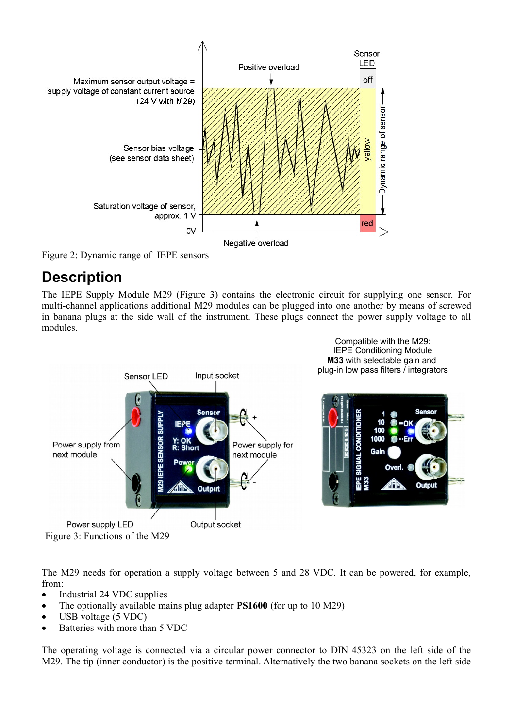Figure 2: Dynamic range of IEPE sensors

## Description

The IEPE Supply Module M29 (Figure 3) contains the electronic circuit for supplying one sensor. For multi-channel applications additional M29 modules can be plugged into one another by means of screwed in banana plugs at the side wall of the instrument. These plugs connect the power supply voltage to all modules.

Figure 3: Functions of the M29

The M29 needs for operation a supply voltage between 5 and 28 VDC. It can be powered, for example, from:

- Industrial 24 VDC supplies
- The optionally available mains plug adapter **PS1600** (for up to 10 M29)
- USB voltage (5 VDC)
- Batteries with more than 5 VDC

The operating voltage is connected via a circular power connector to DIN 45323 on the left side of the M29. The tip (inner conductor) is the positive terminal. Alternatively the two banana sockets on the left side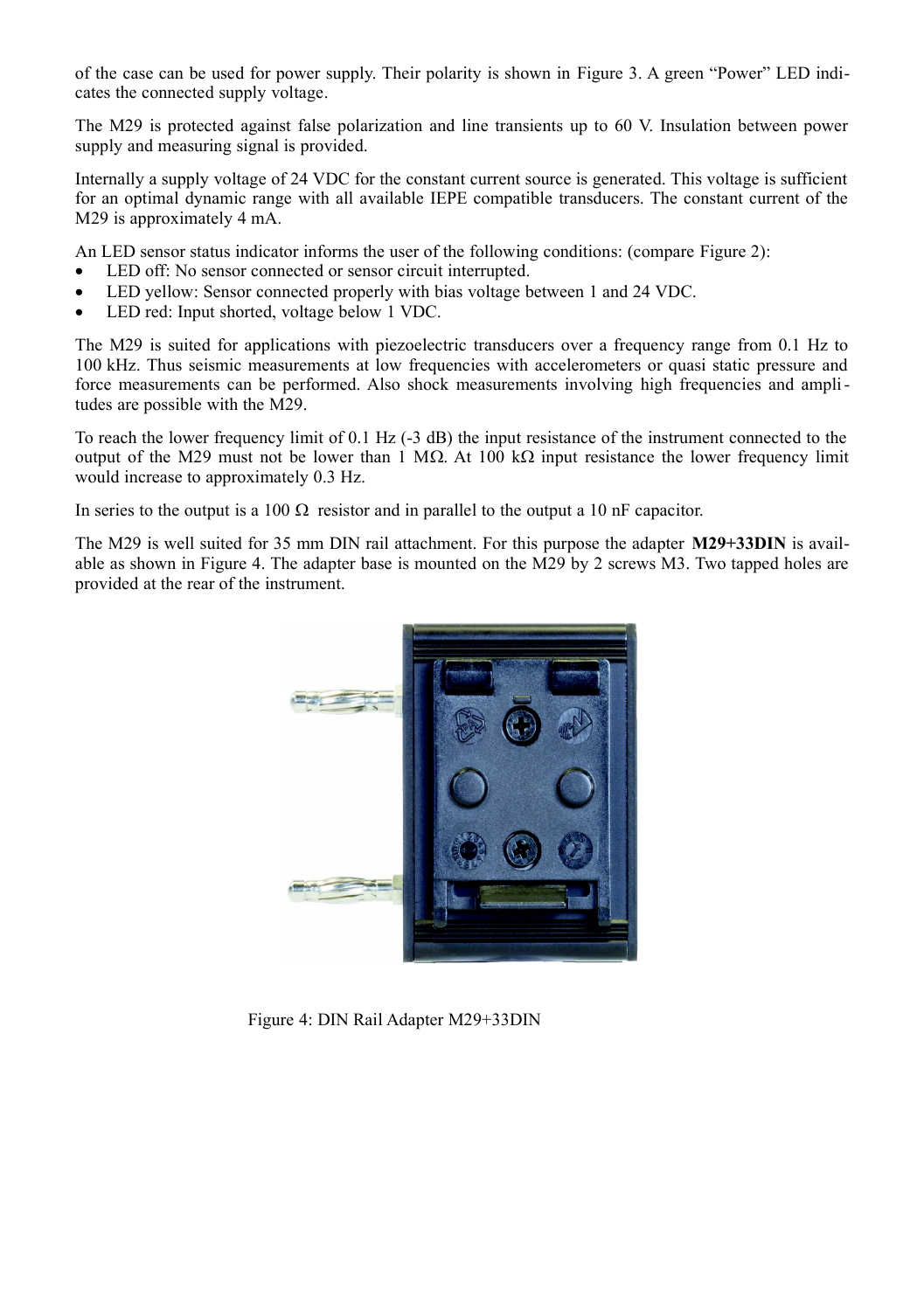of the case can be used for power supply. Their polarity is shown in Figure 3. A green "Power" LED indicates the connected supply voltage.

The M29 is protected against false polarization and line transients up to 60 V. Insulation between power supply and measuring signal is provided.

Internally a supply voltage of 24 VDC for the constant current source is generated. This voltage is sufficient for an optimal dynamic range with all available IEPE compatible transducers. The constant current of the M29 is approximately 4 mA.

An LED sensor status indicator informs the user of the following conditions: (compare Figure 2):

- LED off: No sensor connected or sensor circuit interrupted.
- LED yellow: Sensor connected properly with bias voltage between 1 and 24 VDC.
- LED red: Input shorted, voltage below 1 VDC.

The M29 is suited for applications with piezoelectric transducers over a frequency range from 0.1 Hz to 100 kHz. Thus seismic measurements at low frequencies with accelerometers or quasi static pressure and force measurements can be performed. Also shock measurements involving high frequencies and amplitudes are possible with the M29.

To reach the lower frequency limit of 0.1 Hz (-3 dB) the input resistance of the instrument connected to the output of the M29 must not be lower than 1 MΩ. At 100 kΩ input resistance the lower frequency limit would increase to approximately 0.3 Hz.

In series to the output is a 100 Ω resistor and in parallel to the output a 10 nF capacitor.

The M29 is well suited for 35 mm DIN rail attachment. For this purpose the adapter **M29+33DIN** is available as shown in Figure 4. The adapter base is mounted on the M29 by 2 screws M3. Two tapped holes are provided at the rear of the instrument.

Figure 4: DIN Rail Adapter M29+33DIN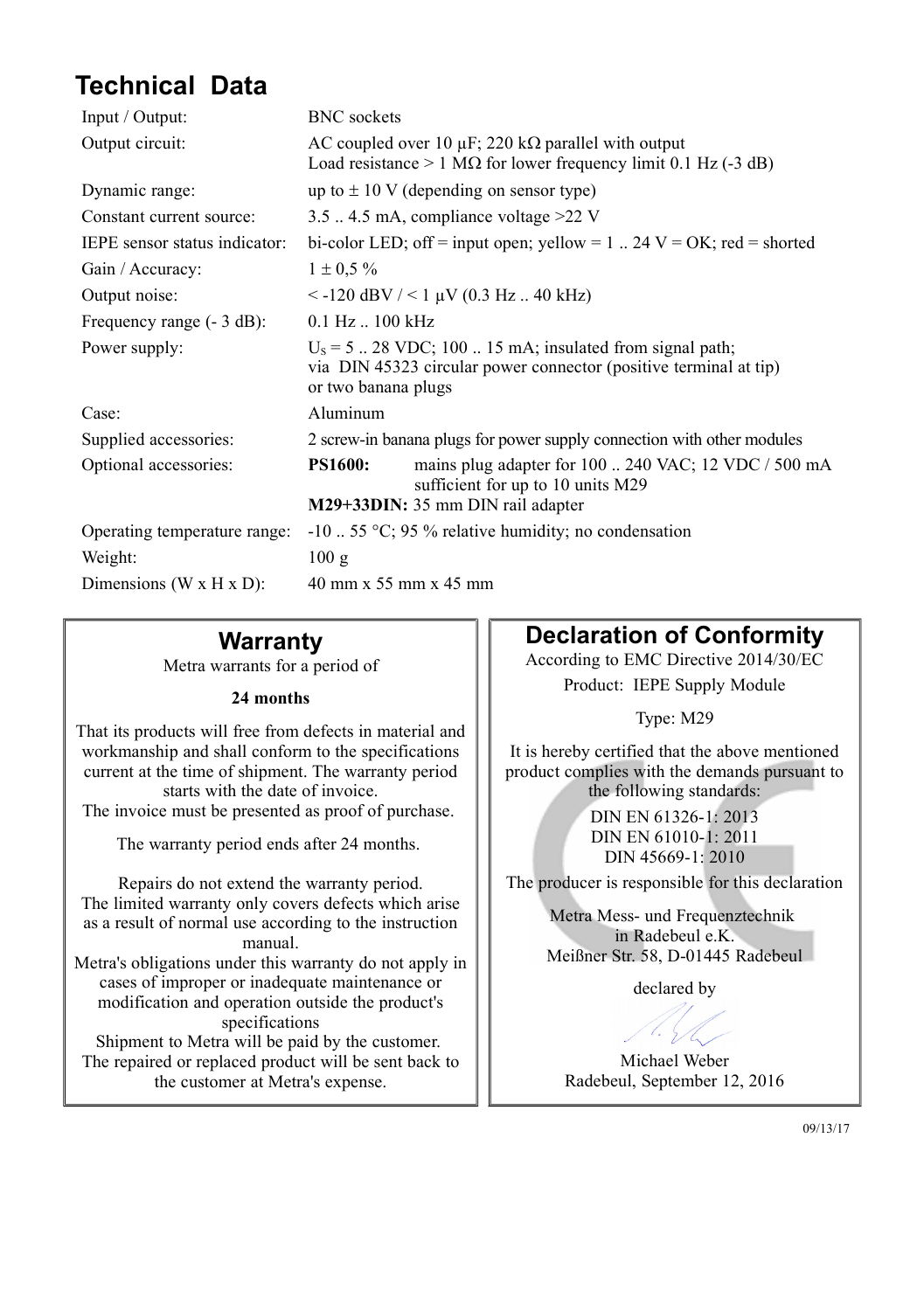# Technical Data

| | |
|---|---|
| Input / Output: | BNC sockets |
| Output circuit: | AC coupled over 10 µF; 220 kΩ parallel with output<br>Load resistance > 1 MΩ for lower frequency limit 0.1 Hz (-3 dB) |
| Dynamic range: | up to ± 10 V (depending on sensor type) |
| Constant current source: | 3.5 .. 4.5 mA, compliance voltage >22 V |
| IEPE sensor status indicator: | bi-color LED; off = input open; yellow = 1 .. 24 V = OK; red = shorted |
| Gain / Accuracy: | 1 ± 0,5 % |
| Output noise: | < -120 dBV / < 1 µV (0.3 Hz .. 40 kHz) |
| Frequency range (- 3 dB): | 0.1 Hz .. 100 kHz |
| Power supply: | $U_S$ = 5 .. 28 VDC; 100 .. 15 mA; insulated from signal path;<br>via DIN 45323 circular power connector (positive terminal at tip)<br>or two banana plugs |
| Case: | Aluminum |
| Supplied accessories: | 2 screw-in banana plugs for power supply connection with other modules |
| Optional accessories: | **PS1600:** mains plug adapter for 100 .. 240 VAC; 12 VDC / 500 mA sufficient for up to 10 units M29<br>**M29+33DIN:** 35 mm DIN rail adapter |
| Operating temperature range: | -10 .. 55 °C; 95 % relative humidity; no condensation |
| Weight: | 100 g |
| Dimensions (W x H x D): | 40 mm x 55 mm x 45 mm |

## Warranty

Metra warrants for a period of

**24 months**

That its products will free from defects in material and workmanship and shall conform to the specifications current at the time of shipment. The warranty period starts with the date of invoice.
The invoice must be presented as proof of purchase.

The warranty period ends after 24 months.

Repairs do not extend the warranty period.
The limited warranty only covers defects which arise as a result of normal use according to the instruction manual.
Metra's obligations under this warranty do not apply in cases of improper or inadequate maintenance or modification and operation outside the product's specifications
Shipment to Metra will be paid by the customer.
The repaired or replaced product will be sent back to the customer at Metra's expense.

## Declaration of Conformity

According to EMC Directive 2014/30/EC

Product: IEPE Supply Module

Type: M29

It is hereby certified that the above mentioned product complies with the demands pursuant to the following standards:

DIN EN 61326-1: 2013
DIN EN 61010-1: 2011
DIN 45669-1: 2010

The producer is responsible for this declaration

Metra Mess- und Frequenztechnik
in Radebeul e.K.
Meißner Str. 58, D-01445 Radebeul

declared by

Michael Weber
Radebeul, September 12, 2016

09/13/17